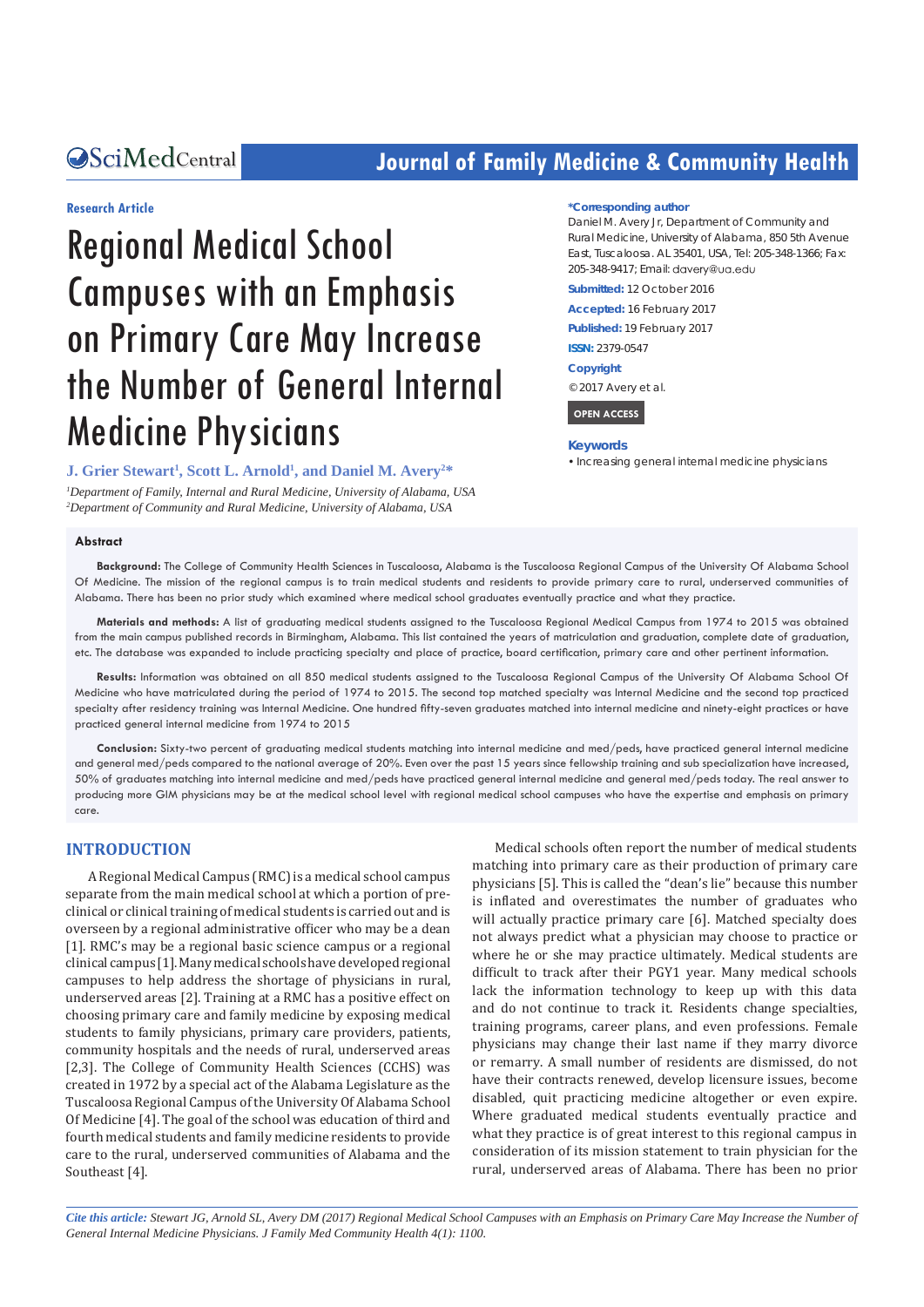Research Article

# Regional Medical School Campuses with an Emphasis on Primary Care May Increase the Number of General Internal Medicine Physicians

**J. Grier Stewart[1], Scott L. Arnold[1], and Daniel M. Avery[2]***

*[1]Department of Family, Internal and Rural Medicine, University of Alabama, USA*
*[2]Department of Community and Rural Medicine, University of Alabama, USA*

**\*Corresponding author**
Daniel M. Avery Jr, Department of Community and Rural Medicine, University of Alabama, 850 5th Avenue East, Tuscaloosa. AL 35401, USA, Tel: 205-348-1366; Fax: 205-348-9417; Email: davery@ua.edu

**Submitted:** 12 October 2016

**Accepted:** 16 February 2017

**Published:** 19 February 2017

**ISSN:** 2379-0547

**Copyright**
© 2017 Avery et al.

**OPEN ACCESS**

**Keywords**
• Increasing general internal medicine physicians

## Abstract

**Background:** The College of Community Health Sciences in Tuscaloosa, Alabama is the Tuscaloosa Regional Campus of the University Of Alabama School Of Medicine. The mission of the regional campus is to train medical students and residents to provide primary care to rural, underserved communities of Alabama. There has been no prior study which examined where medical school graduates eventually practice and what they practice.

**Materials and methods:** A list of graduating medical students assigned to the Tuscaloosa Regional Medical Campus from 1974 to 2015 was obtained from the main campus published records in Birmingham, Alabama. This list contained the years of matriculation and graduation, complete date of graduation, etc. The database was expanded to include practicing specialty and place of practice, board certification, primary care and other pertinent information.

**Results:** Information was obtained on all 850 medical students assigned to the Tuscaloosa Regional Campus of the University Of Alabama School Of Medicine who have matriculated during the period of 1974 to 2015. The second top matched specialty was Internal Medicine and the second top practiced specialty after residency training was Internal Medicine. One hundred fifty-seven graduates matched into internal medicine and ninety-eight practices or have practiced general internal medicine from 1974 to 2015

**Conclusion:** Sixty-two percent of graduating medical students matching into internal medicine and med/peds, have practiced general internal medicine and general med/peds compared to the national average of 20%. Even over the past 15 years since fellowship training and sub specialization have increased, 50% of graduates matching into internal medicine and med/peds have practiced general internal medicine and general med/peds today. The real answer to producing more GIM physicians may be at the medical school level with regional medical school campuses who have the expertise and emphasis on primary care.

## INTRODUCTION

A Regional Medical Campus (RMC) is a medical school campus separate from the main medical school at which a portion of pre-clinical or clinical training of medical students is carried out and is overseen by a regional administrative officer who may be a dean [1]. RMC's may be a regional basic science campus or a regional clinical campus [1]. Many medical schools have developed regional campuses to help address the shortage of physicians in rural, underserved areas [2]. Training at a RMC has a positive effect on choosing primary care and family medicine by exposing medical students to family physicians, primary care providers, patients, community hospitals and the needs of rural, underserved areas [2,3]. The College of Community Health Sciences (CCHS) was created in 1972 by a special act of the Alabama Legislature as the Tuscaloosa Regional Campus of the University Of Alabama School Of Medicine [4]. The goal of the school was education of third and fourth medical students and family medicine residents to provide care to the rural, underserved communities of Alabama and the Southeast [4].

Medical schools often report the number of medical students matching into primary care as their production of primary care physicians [5]. This is called the "dean's lie" because this number is inflated and overestimates the number of graduates who will actually practice primary care [6]. Matched specialty does not always predict what a physician may choose to practice or where he or she may practice ultimately. Medical students are difficult to track after their PGY1 year. Many medical schools lack the information technology to keep up with this data and do not continue to track it. Residents change specialties, training programs, career plans, and even professions. Female physicians may change their last name if they marry divorce or remarry. A small number of residents are dismissed, do not have their contracts renewed, develop licensure issues, become disabled, quit practicing medicine altogether or even expire. Where graduated medical students eventually practice and what they practice is of great interest to this regional campus in consideration of its mission statement to train physician for the rural, underserved areas of Alabama. There has been no prior

*Cite this article: Stewart JG, Arnold SL, Avery DM (2017) Regional Medical School Campuses with an Emphasis on Primary Care May Increase the Number of General Internal Medicine Physicians. J Family Med Community Health 4(1): 1100.*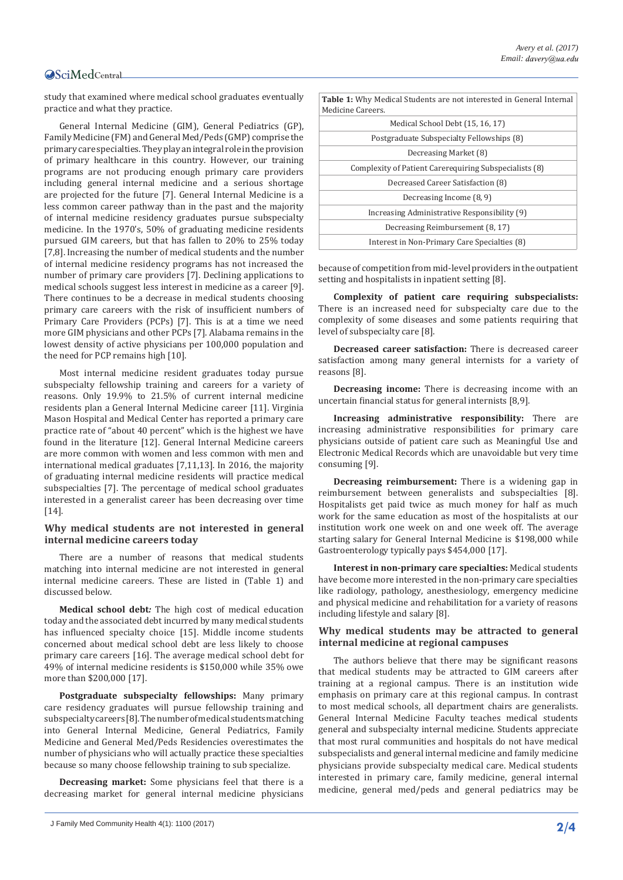study that examined where medical school graduates eventually practice and what they practice.

General Internal Medicine (GIM), General Pediatrics (GP), Family Medicine (FM) and General Med/Peds (GMP) comprise the primary care specialties. They play an integral role in the provision of primary healthcare in this country. However, our training programs are not producing enough primary care providers including general internal medicine and a serious shortage are projected for the future [7]. General Internal Medicine is a less common career pathway than in the past and the majority of internal medicine residency graduates pursue subspecialty medicine. In the 1970's, 50% of graduating medicine residents pursued GIM careers, but that has fallen to 20% to 25% today [7,8]. Increasing the number of medical students and the number of internal medicine residency programs has not increased the number of primary care providers [7]. Declining applications to medical schools suggest less interest in medicine as a career [9]. There continues to be a decrease in medical students choosing primary care careers with the risk of insufficient numbers of Primary Care Providers (PCPs) [7]. This is at a time we need more GIM physicians and other PCPs [7]. Alabama remains in the lowest density of active physicians per 100,000 population and the need for PCP remains high [10].

Most internal medicine resident graduates today pursue subspecialty fellowship training and careers for a variety of reasons. Only 19.9% to 21.5% of current internal medicine residents plan a General Internal Medicine career [11]. Virginia Mason Hospital and Medical Center has reported a primary care practice rate of "about 40 percent" which is the highest we have found in the literature [12]. General Internal Medicine careers are more common with women and less common with men and international medical graduates [7,11,13]. In 2016, the majority of graduating internal medicine residents will practice medical subspecialties [7]. The percentage of medical school graduates interested in a generalist career has been decreasing over time [14].

## Why medical students are not interested in general internal medicine careers today

There are a number of reasons that medical students matching into internal medicine are not interested in general internal medicine careers. These are listed in (Table 1) and discussed below.

| **Table 1:** Why Medical Students are not interested in General Internal Medicine Careers. |
|---|
| Medical School Debt (15, 16, 17) |
| Postgraduate Subspecialty Fellowships (8) |
| Decreasing Market (8) |
| Complexity of Patient Carerequiring Subspecialists (8) |
| Decreased Career Satisfaction (8) |
| Decreasing Income (8, 9) |
| Increasing Administrative Responsibility (9) |
| Decreasing Reimbursement (8, 17) |
| Interest in Non-Primary Care Specialties (8) |

**Medical school debt*:*** The high cost of medical education today and the associated debt incurred by many medical students has influenced specialty choice [15]. Middle income students concerned about medical school debt are less likely to choose primary care careers [16]. The average medical school debt for 49% of internal medicine residents is $150,000 while 35% owe more than $200,000 [17].

**Postgraduate subspecialty fellowships:** Many primary care residency graduates will pursue fellowship training and subspecialty careers [8]. The number of medical students matching into General Internal Medicine, General Pediatrics, Family Medicine and General Med/Peds Residencies overestimates the number of physicians who will actually practice these specialties because so many choose fellowship training to sub specialize.

**Decreasing market:** Some physicians feel that there is a decreasing market for general internal medicine physicians because of competition from mid-level providers in the outpatient setting and hospitalists in inpatient setting [8].

**Complexity of patient care requiring subspecialists:** There is an increased need for subspecialty care due to the complexity of some diseases and some patients requiring that level of subspecialty care [8].

**Decreased career satisfaction:** There is decreased career satisfaction among many general internists for a variety of reasons [8].

**Decreasing income:** There is decreasing income with an uncertain financial status for general internists [8,9].

**Increasing administrative responsibility:** There are increasing administrative responsibilities for primary care physicians outside of patient care such as Meaningful Use and Electronic Medical Records which are unavoidable but very time consuming [9].

**Decreasing reimbursement:** There is a widening gap in reimbursement between generalists and subspecialties [8]. Hospitalists get paid twice as much money for half as much work for the same education as most of the hospitalists at our institution work one week on and one week off. The average starting salary for General Internal Medicine is $198,000 while Gastroenterology typically pays $454,000 [17].

**Interest in non-primary care specialties:** Medical students have become more interested in the non-primary care specialties like radiology, pathology, anesthesiology, emergency medicine and physical medicine and rehabilitation for a variety of reasons including lifestyle and salary [8].

## Why medical students may be attracted to general internal medicine at regional campuses

The authors believe that there may be significant reasons that medical students may be attracted to GIM careers after training at a regional campus. There is an institution wide emphasis on primary care at this regional campus. In contrast to most medical schools, all department chairs are generalists. General Internal Medicine Faculty teaches medical students general and subspecialty internal medicine. Students appreciate that most rural communities and hospitals do not have medical subspecialists and general internal medicine and family medicine physicians provide subspecialty medical care. Medical students interested in primary care, family medicine, general internal medicine, general med/peds and general pediatrics may be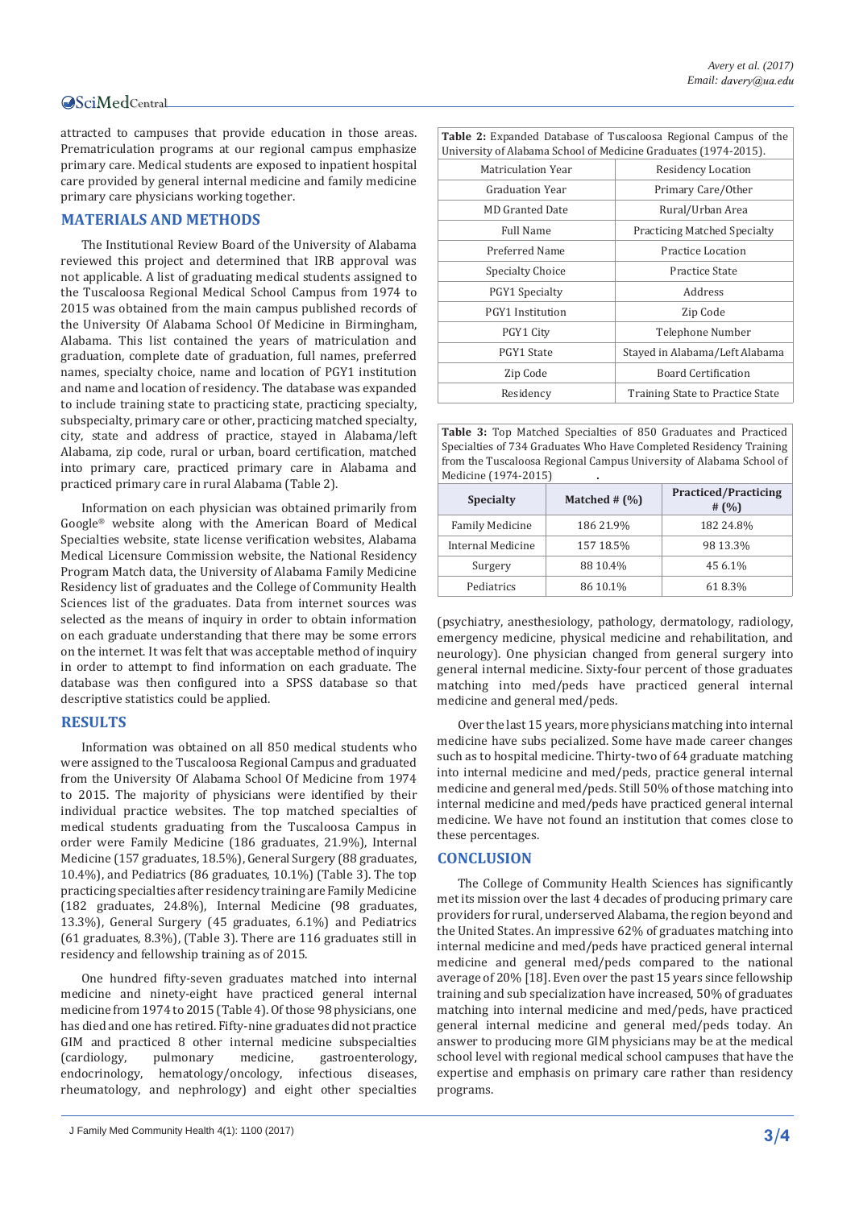attracted to campuses that provide education in those areas. Prematriculation programs at our regional campus emphasize primary care. Medical students are exposed to inpatient hospital care provided by general internal medicine and family medicine primary care physicians working together.

## MATERIALS AND METHODS

The Institutional Review Board of the University of Alabama reviewed this project and determined that IRB approval was not applicable. A list of graduating medical students assigned to the Tuscaloosa Regional Medical School Campus from 1974 to 2015 was obtained from the main campus published records of the University Of Alabama School Of Medicine in Birmingham, Alabama. This list contained the years of matriculation and graduation, complete date of graduation, full names, preferred names, specialty choice, name and location of PGY1 institution and name and location of residency. The database was expanded to include training state to practicing state, practicing specialty, subspecialty, primary care or other, practicing matched specialty, city, state and address of practice, stayed in Alabama/left Alabama, zip code, rural or urban, board certification, matched into primary care, practiced primary care in Alabama and practiced primary care in rural Alabama (Table 2).

Information on each physician was obtained primarily from Google® website along with the American Board of Medical Specialties website, state license verification websites, Alabama Medical Licensure Commission website, the National Residency Program Match data, the University of Alabama Family Medicine Residency list of graduates and the College of Community Health Sciences list of the graduates. Data from internet sources was selected as the means of inquiry in order to obtain information on each graduate understanding that there may be some errors on the internet. It was felt that was acceptable method of inquiry in order to attempt to find information on each graduate. The database was then configured into a SPSS database so that descriptive statistics could be applied.

## RESULTS

Information was obtained on all 850 medical students who were assigned to the Tuscaloosa Regional Campus and graduated from the University Of Alabama School Of Medicine from 1974 to 2015. The majority of physicians were identified by their individual practice websites. The top matched specialties of medical students graduating from the Tuscaloosa Campus in order were Family Medicine (186 graduates, 21.9%), Internal Medicine (157 graduates, 18.5%), General Surgery (88 graduates, 10.4%), and Pediatrics (86 graduates, 10.1%) (Table 3). The top practicing specialties after residency training are Family Medicine (182 graduates, 24.8%), Internal Medicine (98 graduates, 13.3%), General Surgery (45 graduates, 6.1%) and Pediatrics (61 graduates, 8.3%), (Table 3). There are 116 graduates still in residency and fellowship training as of 2015.

One hundred fifty-seven graduates matched into internal medicine and ninety-eight have practiced general internal medicine from 1974 to 2015 (Table 4). Of those 98 physicians, one has died and one has retired. Fifty-nine graduates did not practice GIM and practiced 8 other internal medicine subspecialties (cardiology, pulmonary medicine, gastroenterology, endocrinology, hematology/oncology, infectious diseases, rheumatology, and nephrology) and eight other specialties

**Table 2:** Expanded Database of Tuscaloosa Regional Campus of the University of Alabama School of Medicine Graduates (1974-2015).

| | |
|---|---|
| Matriculation Year | Residency Location |
| Graduation Year | Primary Care/Other |
| MD Granted Date | Rural/Urban Area |
| Full Name | Practicing Matched Specialty |
| Preferred Name | Practice Location |
| Specialty Choice | Practice State |
| PGY1 Specialty | Address |
| PGY1 Institution | Zip Code |
| PGY1 City | Telephone Number |
| PGY1 State | Stayed in Alabama/Left Alabama |
| Zip Code | Board Certification |
| Residency | Training State to Practice State |

**Table 3:** Top Matched Specialties of 850 Graduates and Practiced Specialties of 734 Graduates Who Have Completed Residency Training from the Tuscaloosa Regional Campus University of Alabama School of Medicine (1974-2015)

| Specialty | Matched # (%) | Practiced/Practicing # (%) |
|---|---|---|
| Family Medicine | 186 21.9% | 182 24.8% |
| Internal Medicine | 157 18.5% | 98 13.3% |
| Surgery | 88 10.4% | 45 6.1% |
| Pediatrics | 86 10.1% | 61 8.3% |

(psychiatry, anesthesiology, pathology, dermatology, radiology, emergency medicine, physical medicine and rehabilitation, and neurology). One physician changed from general surgery into general internal medicine. Sixty-four percent of those graduates matching into med/peds have practiced general internal medicine and general med/peds.

Over the last 15 years, more physicians matching into internal medicine have subs pecialized. Some have made career changes such as to hospital medicine. Thirty-two of 64 graduate matching into internal medicine and med/peds, practice general internal medicine and general med/peds. Still 50% of those matching into internal medicine and med/peds have practiced general internal medicine. We have not found an institution that comes close to these percentages.

## CONCLUSION

The College of Community Health Sciences has significantly met its mission over the last 4 decades of producing primary care providers for rural, underserved Alabama, the region beyond and the United States. An impressive 62% of graduates matching into internal medicine and med/peds have practiced general internal medicine and general med/peds compared to the national average of 20% [18]. Even over the past 15 years since fellowship training and sub specialization have increased, 50% of graduates matching into internal medicine and med/peds, have practiced general internal medicine and general med/peds today. An answer to producing more GIM physicians may be at the medical school level with regional medical school campuses that have the expertise and emphasis on primary care rather than residency programs.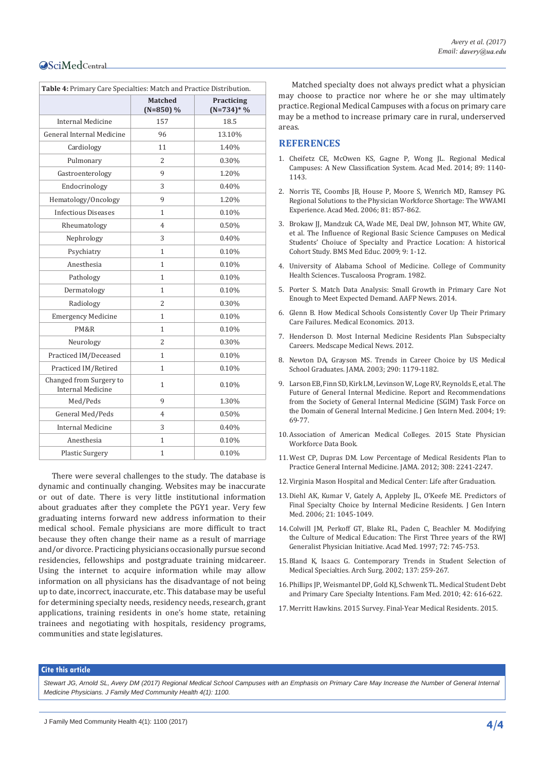**Table 4:** Primary Care Specialties: Match and Practice Distribution.

| | Matched (N=850) % | Practicing (N=734)* % |
|---|---|---|
| Internal Medicine | 157 | 18.5 |
| General Internal Medicine | 96 | 13.10% |
| Cardiology | 11 | 1.40% |
| Pulmonary | 2 | 0.30% |
| Gastroenterology | 9 | 1.20% |
| Endocrinology | 3 | 0.40% |
| Hematology/Oncology | 9 | 1.20% |
| Infectious Diseases | 1 | 0.10% |
| Rheumatology | 4 | 0.50% |
| Nephrology | 3 | 0.40% |
| Psychiatry | 1 | 0.10% |
| Anesthesia | 1 | 0.10% |
| Pathology | 1 | 0.10% |
| Dermatology | 1 | 0.10% |
| Radiology | 2 | 0.30% |
| Emergency Medicine | 1 | 0.10% |
| PM&R | 1 | 0.10% |
| Neurology | 2 | 0.30% |
| Practiced IM/Deceased | 1 | 0.10% |
| Practiced IM/Retired | 1 | 0.10% |
| Changed from Surgery to Internal Medicine | 1 | 0.10% |
| Med/Peds | 9 | 1.30% |
| General Med/Peds | 4 | 0.50% |
| Internal Medicine | 3 | 0.40% |
| Anesthesia | 1 | 0.10% |
| Plastic Surgery | 1 | 0.10% |

There were several challenges to the study. The database is dynamic and continually changing. Websites may be inaccurate or out of date. There is very little institutional information about graduates after they complete the PGY1 year. Very few graduating interns forward new address information to their medical school. Female physicians are more difficult to tract because they often change their name as a result of marriage and/or divorce. Practicing physicians occasionally pursue second residencies, fellowships and postgraduate training midcareer. Using the internet to acquire information while may allow information on all physicians has the disadvantage of not being up to date, incorrect, inaccurate, etc. This database may be useful for determining specialty needs, residency needs, research, grant applications, training residents in one's home state, retaining trainees and negotiating with hospitals, residency programs, communities and state legislatures.

Matched specialty does not always predict what a physician may choose to practice nor where he or she may ultimately practice. Regional Medical Campuses with a focus on primary care may be a method to increase primary care in rural, underserved areas.

## REFERENCES

1. Cheifetz CE, McOwen KS, Gagne P, Wong JL. Regional Medical Campuses: A New Classification System. Acad Med. 2014; 89: 1140-1143.
2. Norris TE, Coombs JB, House P, Moore S, Wenrich MD, Ramsey PG. Regional Solutions to the Physician Workforce Shortage: The WWAMI Experience. Acad Med. 2006; 81: 857-862.
3. Brokaw JJ, Mandzuk CA, Wade ME, Deal DW, Johnson MT, White GW, et al. The Influence of Regional Basic Science Campuses on Medical Students' Choiuce of Specialty and Practice Location: A historical Cohort Study. BMS Med Educ. 2009; 9: 1-12.
4. University of Alabama School of Medicine. College of Community Health Sciences. Tuscaloosa Program. 1982.
5. Porter S. Match Data Analysis: Small Growth in Primary Care Not Enough to Meet Expected Demand. AAFP News. 2014.
6. Glenn B. How Medical Schools Consistently Cover Up Their Primary Care Failures. Medical Economics. 2013.
7. Henderson D. Most Internal Medicine Residents Plan Subspecialty Careers. Medscape Medical News. 2012.
8. Newton DA, Grayson MS. Trends in Career Choice by US Medical School Graduates. JAMA. 2003; 290: 1179-1182.
9. Larson EB, Finn SD, Kirk LM, Levinson W, Loge RV, Reynolds E, et al. The Future of General Internal Medicine. Report and Recommendations from the Society of General Internal Medicine (SGIM) Task Force on the Domain of General Internal Medicine. J Gen Intern Med. 2004; 19: 69-77.
10. Association of American Medical Colleges. 2015 State Physician Workforce Data Book.
11. West CP, Dupras DM. Low Percentage of Medical Residents Plan to Practice General Internal Medicine. JAMA. 2012; 308: 2241-2247.
12. Virginia Mason Hospital and Medical Center: Life after Graduation.
13. Diehl AK, Kumar V, Gately A, Appleby JL, O'Keefe ME. Predictors of Final Specialty Choice by Internal Medicine Residents. J Gen Intern Med. 2006; 21: 1045-1049.
14. Colwill JM, Perkoff GT, Blake RL, Paden C, Beachler M. Modifying the Culture of Medical Education: The First Three years of the RWJ Generalist Physician Initiative. Acad Med. 1997; 72: 745-753.
15. Bland K, Isaacs G. Contemporary Trends in Student Selection of Medical Specialties. Arch Surg. 2002; 137: 259-267.
16. Phillips JP, Weismantel DP, Gold KJ, Schwenk TL. Medical Student Debt and Primary Care Specialty Intentions. Fam Med. 2010; 42: 616-622.
17. Merritt Hawkins. 2015 Survey. Final-Year Medical Residents. 2015.

**Cite this article**

*Stewart JG, Arnold SL, Avery DM (2017) Regional Medical School Campuses with an Emphasis on Primary Care May Increase the Number of General Internal Medicine Physicians. J Family Med Community Health 4(1): 1100.*